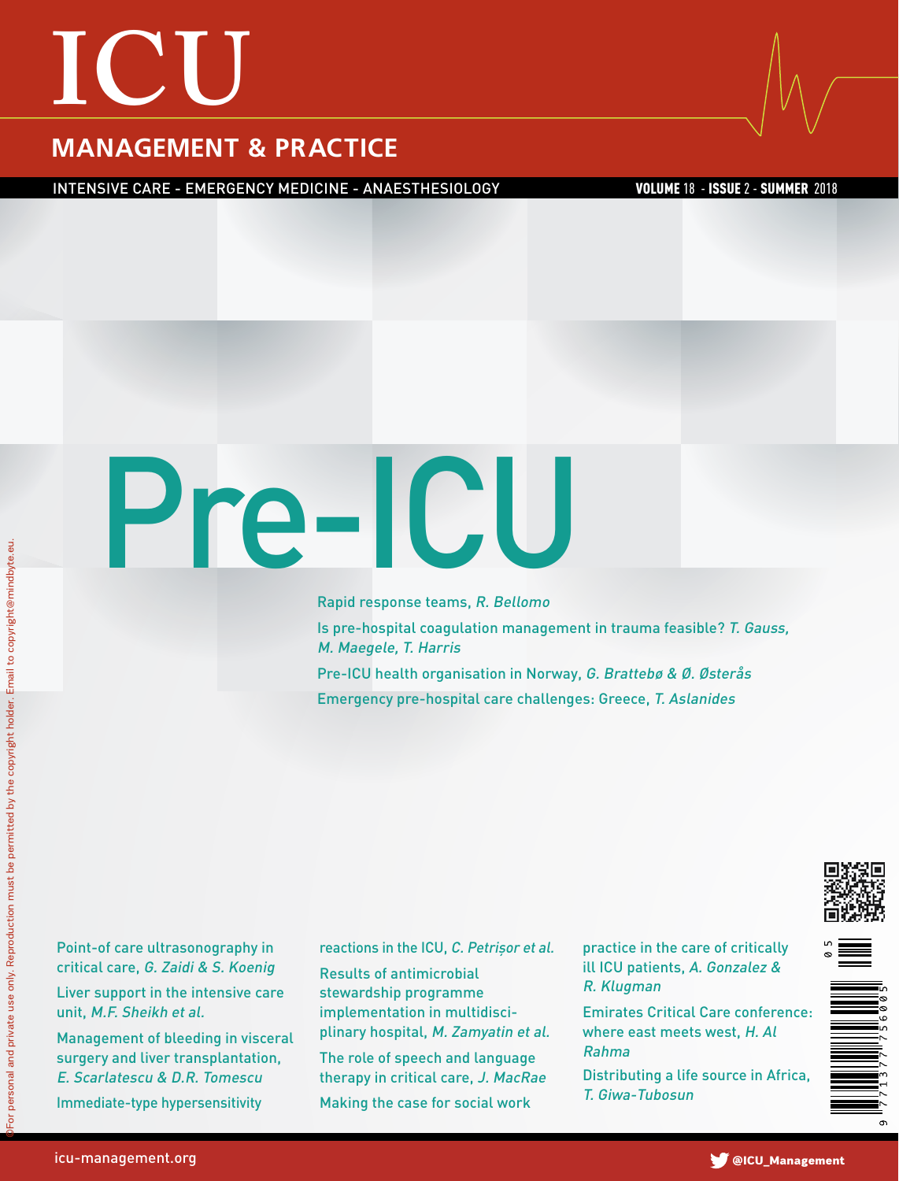# ICU

## MANAGEMENT & PRACTICE

INTENSIVE CARE - EMERGENCY MEDICINE - ANAESTHESIOLOGY

**VOLUME** 18 - **ISSUE** 2 - **SUMMER** 2018

# Pre-ICU

Rapid response teams, *R. Bellomo*

Is pre-hospital coagulation management in trauma feasible? *T. Gauss, M. Maegele, T. Harris*

Pre-ICU health organisation in Norway, *G. Brattebø & Ø. Østerås*

Emergency pre-hospital care challenges: Greece, *T. Aslanides*

Point-of care ultrasonography in critical care, *G. Zaidi & S. Koenig*

Liver support in the intensive care unit, *M.F. Sheikh et al.*

Management of bleeding in visceral surgery and liver transplantation, *E. Scarlatescu & D.R. Tomescu*

Immediate-type hypersensitivity reactions in the ICU, *C. Petrișor et al.*

Results of antimicrobial stewardship programme implementation in multidisciplinary hospital, *M. Zamyatin et al.*

The role of speech and language therapy in critical care, *J. MacRae*

Making the case for social work practice in the care of critically ill ICU patients, *A. Gonzalez & R. Klugman*

Emirates Critical Care conference: where east meets west, *H. Al Rahma*

Distributing a life source in Africa, *T. Giwa-Tubosun*

©For personal and private use only. Reproduction must be permitted by the copyright holder. Email to copyright@mindbyte.eu.

icu-management.org

@ICU_Management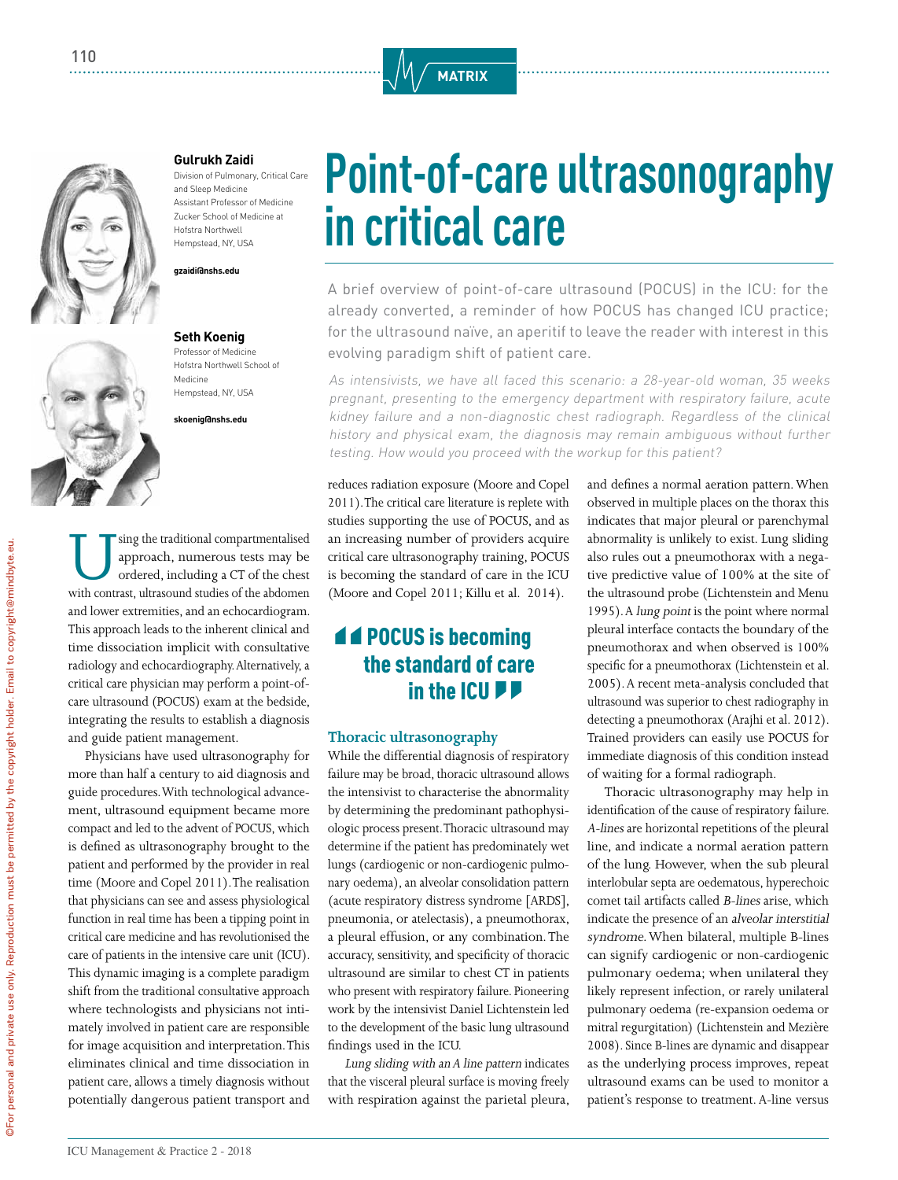# Point-of-care ultrasonography in critical care

**Gulrukh Zaidi**
Division of Pulmonary, Critical Care and Sleep Medicine
Assistant Professor of Medicine
Zucker School of Medicine at Hofstra Northwell
Hempstead, NY, USA

**gzaidi@nshs.edu**

**Seth Koenig**
Professor of Medicine
Hofstra Northwell School of Medicine
Hempstead, NY, USA

**skoenig@nshs.edu**

A brief overview of point-of-care ultrasound (POCUS) in the ICU: for the already converted, a reminder of how POCUS has changed ICU practice; for the ultrasound naïve, an aperitif to leave the reader with interest in this evolving paradigm shift of patient care.

*As intensivists, we have all faced this scenario: a 28-year-old woman, 35 weeks pregnant, presenting to the emergency department with respiratory failure, acute kidney failure and a non-diagnostic chest radiograph. Regardless of the clinical history and physical exam, the diagnosis may remain ambiguous without further testing. How would you proceed with the workup for this patient?*

Using the traditional compartmentalised approach, numerous tests may be ordered, including a CT of the chest with contrast, ultrasound studies of the abdomen and lower extremities, and an echocardiogram. This approach leads to the inherent clinical and time dissociation implicit with consultative radiology and echocardiography. Alternatively, a critical care physician may perform a point-of-care ultrasound (POCUS) exam at the bedside, integrating the results to establish a diagnosis and guide patient management.

Physicians have used ultrasonography for more than half a century to aid diagnosis and guide procedures. With technological advancement, ultrasound equipment became more compact and led to the advent of POCUS, which is defined as ultrasonography brought to the patient and performed by the provider in real time (Moore and Copel 2011). The realisation that physicians can see and assess physiological function in real time has been a tipping point in critical care medicine and has revolutionised the care of patients in the intensive care unit (ICU). This dynamic imaging is a complete paradigm shift from the traditional consultative approach where technologists and physicians not intimately involved in patient care are responsible for image acquisition and interpretation. This eliminates clinical and time dissociation in patient care, allows a timely diagnosis without potentially dangerous patient transport and reduces radiation exposure (Moore and Copel 2011). The critical care literature is replete with studies supporting the use of POCUS, and as an increasing number of providers acquire critical care ultrasonography training, POCUS is becoming the standard of care in the ICU (Moore and Copel 2011; Killu et al. 2014).

> **POCUS is becoming the standard of care in the ICU**

## Thoracic ultrasonography

While the differential diagnosis of respiratory failure may be broad, thoracic ultrasound allows the intensivist to characterise the abnormality by determining the predominant pathophysiologic process present. Thoracic ultrasound may determine if the patient has predominately wet lungs (cardiogenic or non-cardiogenic pulmonary oedema), an alveolar consolidation pattern (acute respiratory distress syndrome [ARDS], pneumonia, or atelectasis), a pneumothorax, a pleural effusion, or any combination. The accuracy, sensitivity, and specificity of thoracic ultrasound are similar to chest CT in patients who present with respiratory failure. Pioneering work by the intensivist Daniel Lichtenstein led to the development of the basic lung ultrasound findings used in the ICU.

*Lung sliding with an A line pattern* indicates that the visceral pleural surface is moving freely with respiration against the parietal pleura, and defines a normal aeration pattern. When observed in multiple places on the thorax this indicates that major pleural or parenchymal abnormality is unlikely to exist. Lung sliding also rules out a pneumothorax with a negative predictive value of 100% at the site of the ultrasound probe (Lichtenstein and Menu 1995). A *lung point* is the point where normal pleural interface contacts the boundary of the pneumothorax and when observed is 100% specific for a pneumothorax (Lichtenstein et al. 2005). A recent meta-analysis concluded that ultrasound was superior to chest radiography in detecting a pneumothorax (Arajhi et al. 2012). Trained providers can easily use POCUS for immediate diagnosis of this condition instead of waiting for a formal radiograph.

Thoracic ultrasonography may help in identification of the cause of respiratory failure. *A-lines* are horizontal repetitions of the pleural line, and indicate a normal aeration pattern of the lung. However, when the sub pleural interlobular septa are oedematous, hyperechoic comet tail artifacts called *B-lines* arise, which indicate the presence of an *alveolar interstitial syndrome*. When bilateral, multiple B-lines can signify cardiogenic or non-cardiogenic pulmonary oedema; when unilateral they likely represent infection, or rarely unilateral pulmonary oedema (re-expansion oedema or mitral regurgitation) (Lichtenstein and Mezière 2008). Since B-lines are dynamic and disappear as the underlying process improves, repeat ultrasound exams can be used to monitor a patient's response to treatment. A-line versus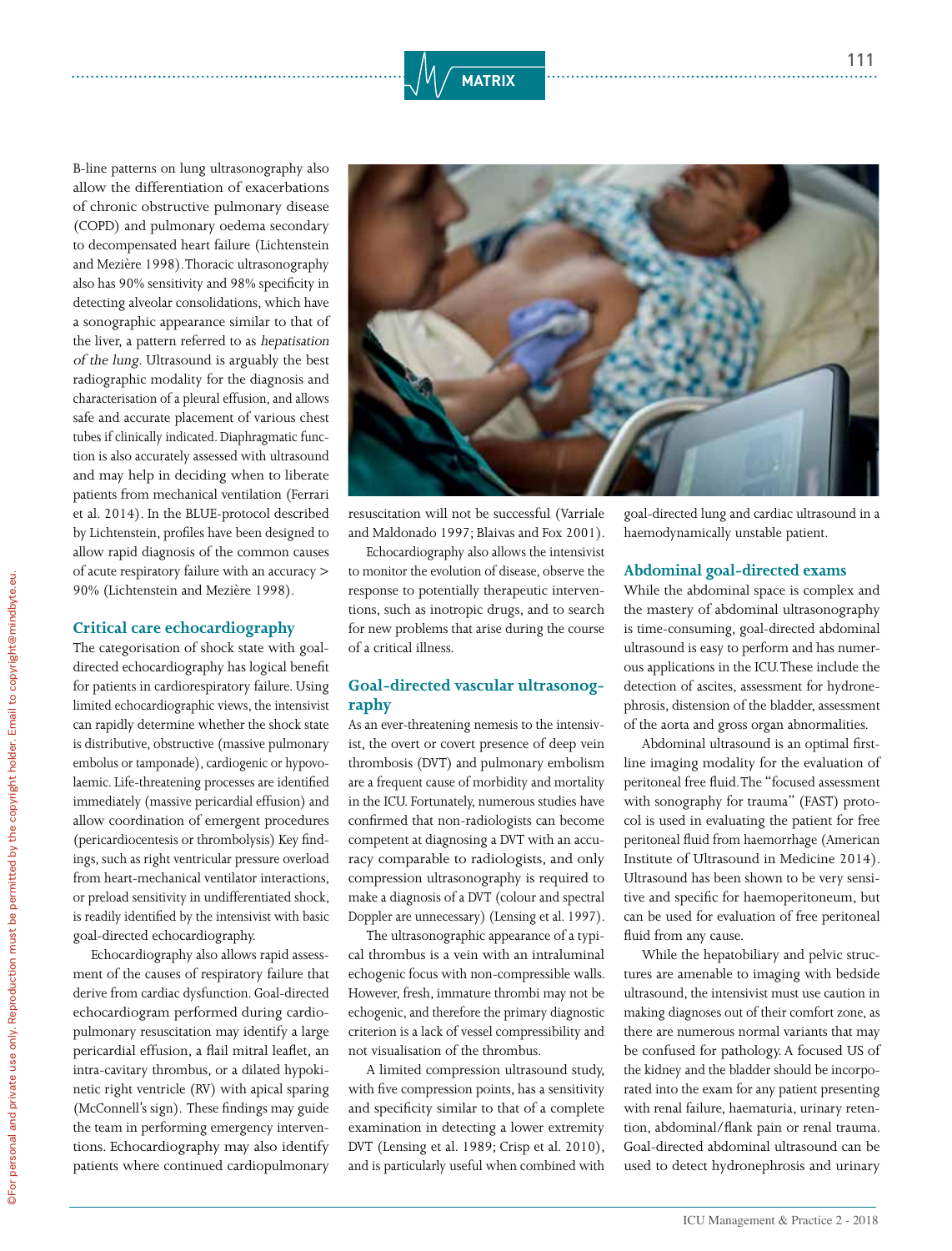B-line patterns on lung ultrasonography also allow the differentiation of exacerbations of chronic obstructive pulmonary disease (COPD) and pulmonary oedema secondary to decompensated heart failure (Lichtenstein and Mezière 1998). Thoracic ultrasonography also has 90% sensitivity and 98% specificity in detecting alveolar consolidations, which have a sonographic appearance similar to that of the liver, a pattern referred to as *hepatisation of the lung*. Ultrasound is arguably the best radiographic modality for the diagnosis and characterisation of a pleural effusion, and allows safe and accurate placement of various chest tubes if clinically indicated. Diaphragmatic function is also accurately assessed with ultrasound and may help in deciding when to liberate patients from mechanical ventilation (Ferrari et al. 2014). In the BLUE-protocol described by Lichtenstein, profiles have been designed to allow rapid diagnosis of the common causes of acute respiratory failure with an accuracy > 90% (Lichtenstein and Mezière 1998).

## Critical care echocardiography

The categorisation of shock state with goal-directed echocardiography has logical benefit for patients in cardiorespiratory failure. Using limited echocardiographic views, the intensivist can rapidly determine whether the shock state is distributive, obstructive (massive pulmonary embolus or tamponade), cardiogenic or hypovolaemic. Life-threatening processes are identified immediately (massive pericardial effusion) and allow coordination of emergent procedures (pericardiocentesis or thrombolysis) Key findings, such as right ventricular pressure overload from heart-mechanical ventilator interactions, or preload sensitivity in undifferentiated shock, is readily identified by the intensivist with basic goal-directed echocardiography.

Echocardiography also allows rapid assessment of the causes of respiratory failure that derive from cardiac dysfunction. Goal-directed echocardiogram performed during cardiopulmonary resuscitation may identify a large pericardial effusion, a flail mitral leaflet, an intra-cavitary thrombus, or a dilated hypokinetic right ventricle (RV) with apical sparing (McConnell's sign). These findings may guide the team in performing emergency interventions. Echocardiography may also identify patients where continued cardiopulmonary resuscitation will not be successful (Varriale and Maldonado 1997; Blaivas and Fox 2001).

Echocardiography also allows the intensivist to monitor the evolution of disease, observe the response to potentially therapeutic interventions, such as inotropic drugs, and to search for new problems that arise during the course of a critical illness.

## Goal-directed vascular ultrasonography

As an ever-threatening nemesis to the intensivist, the overt or covert presence of deep vein thrombosis (DVT) and pulmonary embolism are a frequent cause of morbidity and mortality in the ICU. Fortunately, numerous studies have confirmed that non-radiologists can become competent at diagnosing a DVT with an accuracy comparable to radiologists, and only compression ultrasonography is required to make a diagnosis of a DVT (colour and spectral Doppler are unnecessary) (Lensing et al. 1997).

The ultrasonographic appearance of a typical thrombus is a vein with an intraluminal echogenic focus with non-compressible walls. However, fresh, immature thrombi may not be echogenic, and therefore the primary diagnostic criterion is a lack of vessel compressibility and not visualisation of the thrombus.

A limited compression ultrasound study, with five compression points, has a sensitivity and specificity similar to that of a complete examination in detecting a lower extremity DVT (Lensing et al. 1989; Crisp et al. 2010), and is particularly useful when combined with goal-directed lung and cardiac ultrasound in a haemodynamically unstable patient.

## Abdominal goal-directed exams

While the abdominal space is complex and the mastery of abdominal ultrasonography is time-consuming, goal-directed abdominal ultrasound is easy to perform and has numerous applications in the ICU. These include the detection of ascites, assessment for hydronephrosis, distension of the bladder, assessment of the aorta and gross organ abnormalities.

Abdominal ultrasound is an optimal first-line imaging modality for the evaluation of peritoneal free fluid. The "focused assessment with sonography for trauma" (FAST) protocol is used in evaluating the patient for free peritoneal fluid from haemorrhage (American Institute of Ultrasound in Medicine 2014). Ultrasound has been shown to be very sensitive and specific for haemoperitoneum, but can be used for evaluation of free peritoneal fluid from any cause.

While the hepatobiliary and pelvic structures are amenable to imaging with bedside ultrasound, the intensivist must use caution in making diagnoses out of their comfort zone, as there are numerous normal variants that may be confused for pathology. A focused US of the kidney and the bladder should be incorporated into the exam for any patient presenting with renal failure, haematuria, urinary retention, abdominal/flank pain or renal trauma. Goal-directed abdominal ultrasound can be used to detect hydronephrosis and urinary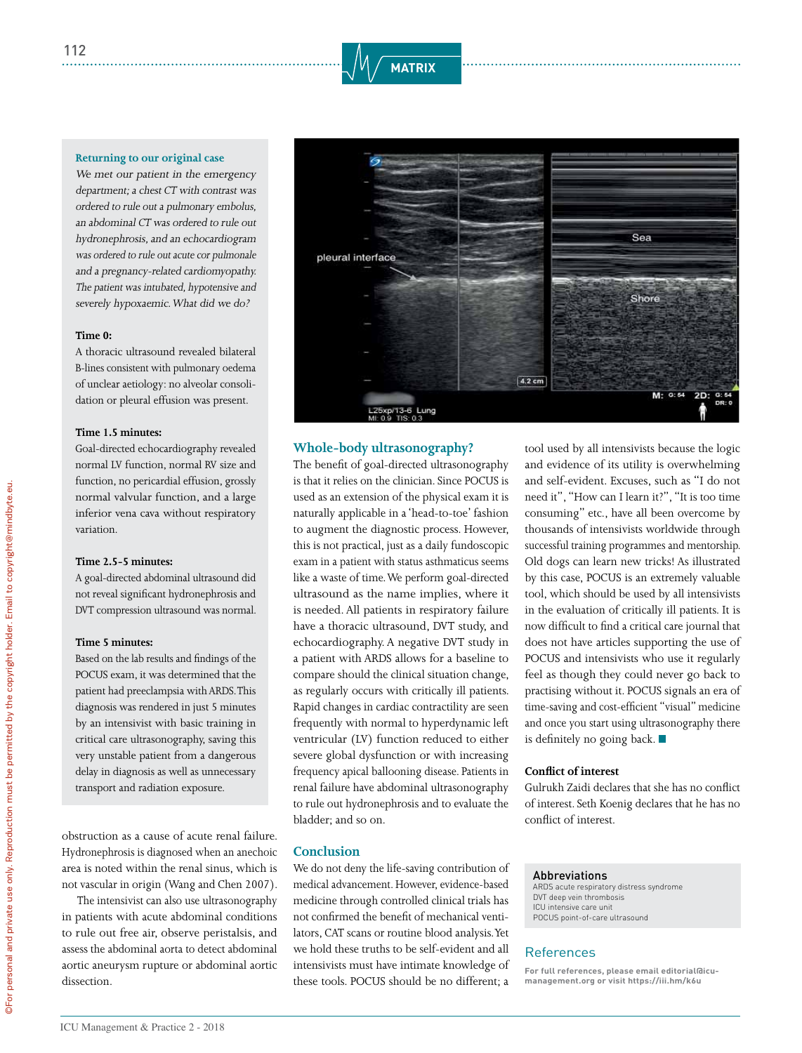### Returning to our original case

*We met our patient in the emergency department; a chest CT with contrast was ordered to rule out a pulmonary embolus, an abdominal CT was ordered to rule out hydronephrosis, and an echocardiogram was ordered to rule out acute cor pulmonale and a pregnancy-related cardiomyopathy. The patient was intubated, hypotensive and severely hypoxaemic. What did we do?*

**Time 0:**

A thoracic ultrasound revealed bilateral B-lines consistent with pulmonary oedema of unclear aetiology: no alveolar consolidation or pleural effusion was present.

**Time 1.5 minutes:**

Goal-directed echocardiography revealed normal LV function, normal RV size and function, no pericardial effusion, grossly normal valvular function, and a large inferior vena cava without respiratory variation.

**Time 2.5-5 minutes:**

A goal-directed abdominal ultrasound did not reveal significant hydronephrosis and DVT compression ultrasound was normal.

**Time 5 minutes:**

Based on the lab results and findings of the POCUS exam, it was determined that the patient had preeclampsia with ARDS. This diagnosis was rendered in just 5 minutes by an intensivist with basic training in critical care ultrasonography, saving this very unstable patient from a dangerous delay in diagnosis as well as unnecessary transport and radiation exposure.

obstruction as a cause of acute renal failure. Hydronephrosis is diagnosed when an anechoic area is noted within the renal sinus, which is not vascular in origin (Wang and Chen 2007).

The intensivist can also use ultrasonography in patients with acute abdominal conditions to rule out free air, observe peristalsis, and assess the abdominal aorta to detect abdominal aortic aneurysm rupture or abdominal aortic dissection.

pleural interface

Sea

Shore

4.2 cm

L25xp/13-6 Lung
MI: 0.9 TIS: 0.3

M: G: 54 2D: G: 54 DR: 0

## Whole-body ultrasonography?

The benefit of goal-directed ultrasonography is that it relies on the clinician. Since POCUS is used as an extension of the physical exam it is naturally applicable in a 'head-to-toe' fashion to augment the diagnostic process. However, this is not practical, just as a daily fundoscopic exam in a patient with status asthmaticus seems like a waste of time. We perform goal-directed ultrasound as the name implies, where it is needed. All patients in respiratory failure have a thoracic ultrasound, DVT study, and echocardiography. A negative DVT study in a patient with ARDS allows for a baseline to compare should the clinical situation change, as regularly occurs with critically ill patients. Rapid changes in cardiac contractility are seen frequently with normal to hyperdynamic left ventricular (LV) function reduced to either severe global dysfunction or with increasing frequency apical ballooning disease. Patients in renal failure have abdominal ultrasonography to rule out hydronephrosis and to evaluate the bladder; and so on.

## Conclusion

We do not deny the life-saving contribution of medical advancement. However, evidence-based medicine through controlled clinical trials has not confirmed the benefit of mechanical ventilators, CAT scans or routine blood analysis. Yet we hold these truths to be self-evident and all intensivists must have intimate knowledge of these tools. POCUS should be no different; a tool used by all intensivists because the logic and evidence of its utility is overwhelming and self-evident. Excuses, such as "I do not need it", "How can I learn it?", "It is too time consuming" etc., have all been overcome by thousands of intensivists worldwide through successful training programmes and mentorship. Old dogs can learn new tricks! As illustrated by this case, POCUS is an extremely valuable tool, which should be used by all intensivists in the evaluation of critically ill patients. It is now difficult to find a critical care journal that does not have articles supporting the use of POCUS and intensivists who use it regularly feel as though they could never go back to practising without it. POCUS signals an era of time-saving and cost-efficient "visual" medicine and once you start using ultrasonography there is definitely no going back. ■

### Conflict of interest

Gulrukh Zaidi declares that she has no conflict of interest. Seth Koenig declares that he has no conflict of interest.

### Abbreviations

ARDS acute respiratory distress syndrome
DVT deep vein thrombosis
ICU intensive care unit
POCUS point-of-care ultrasound

## References

**For full references, please email editorial@icu-management.org or visit https://iii.hm/k6u**